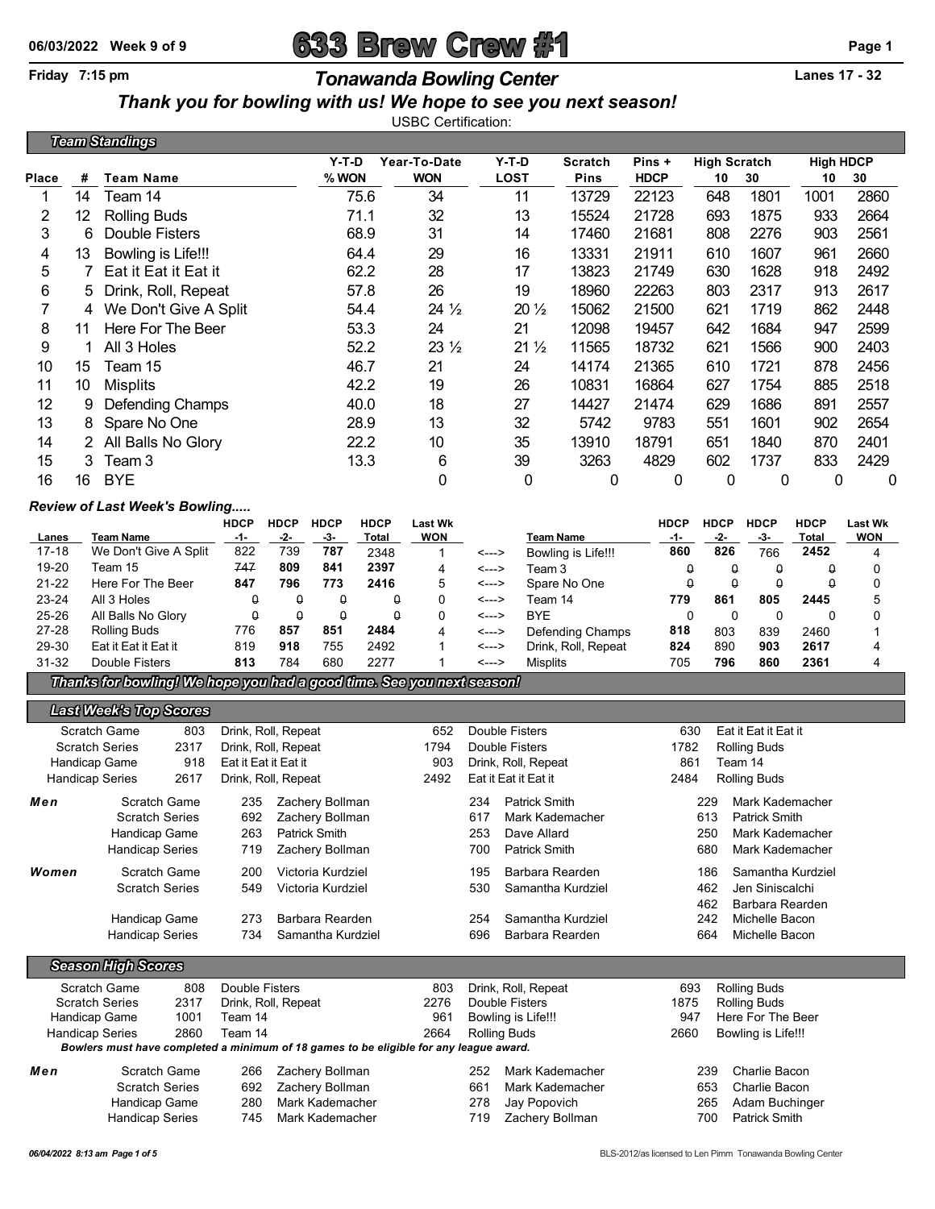# 633 Brew Crew #1

06/03/2022 Week 9 of 9

Friday 7:15 pm

## Tonawanda Bowling Center

Lanes 17 - 32

### Thank you for bowling with us! We hope to see you next season!

USBC Certification:

## Team Standings

| Place | # | Team Name | Y-T-D % WON | Year-To-Date WON | Y-T-D LOST | Scratch Pins | Pins + HDCP | High Scratch 10 | High Scratch 30 | High HDCP 10 | High HDCP 30 |
|---|---|---|---|---|---|---|---|---|---|---|---|
| 1 | 14 | Team 14 | 75.6 | 34 | 11 | 13729 | 22123 | 648 | 1801 | 1001 | 2860 |
| 2 | 12 | Rolling Buds | 71.1 | 32 | 13 | 15524 | 21728 | 693 | 1875 | 933 | 2664 |
| 3 | 6 | Double Fisters | 68.9 | 31 | 14 | 17460 | 21681 | 808 | 2276 | 903 | 2561 |
| 4 | 13 | Bowling is Life!!! | 64.4 | 29 | 16 | 13331 | 21911 | 610 | 1607 | 961 | 2660 |
| 5 | 7 | Eat it Eat it Eat it | 62.2 | 28 | 17 | 13823 | 21749 | 630 | 1628 | 918 | 2492 |
| 6 | 5 | Drink, Roll, Repeat | 57.8 | 26 | 19 | 18960 | 22263 | 803 | 2317 | 913 | 2617 |
| 7 | 4 | We Don't Give A Split | 54.4 | 24 ½ | 20 ½ | 15062 | 21500 | 621 | 1719 | 862 | 2448 |
| 8 | 11 | Here For The Beer | 53.3 | 24 | 21 | 12098 | 19457 | 642 | 1684 | 947 | 2599 |
| 9 | 1 | All 3 Holes | 52.2 | 23 ½ | 21 ½ | 11565 | 18732 | 621 | 1566 | 900 | 2403 |
| 10 | 15 | Team 15 | 46.7 | 21 | 24 | 14174 | 21365 | 610 | 1721 | 878 | 2456 |
| 11 | 10 | Misplits | 42.2 | 19 | 26 | 10831 | 16864 | 627 | 1754 | 885 | 2518 |
| 12 | 9 | Defending Champs | 40.0 | 18 | 27 | 14427 | 21474 | 629 | 1686 | 891 | 2557 |
| 13 | 8 | Spare No One | 28.9 | 13 | 32 | 5742 | 9783 | 551 | 1601 | 902 | 2654 |
| 14 | 2 | All Balls No Glory | 22.2 | 10 | 35 | 13910 | 18791 | 651 | 1840 | 870 | 2401 |
| 15 | 3 | Team 3 | 13.3 | 6 | 39 | 3263 | 4829 | 602 | 1737 | 833 | 2429 |
| 16 | 16 | BYE | | 0 | 0 | 0 | 0 | 0 | 0 | 0 | 0 |

## Review of Last Week's Bowling.....

| Lanes | Team Name | HDCP -1- | HDCP -2- | HDCP -3- | HDCP Total | Last Wk WON | | Team Name | HDCP -1- | HDCP -2- | HDCP -3- | HDCP Total | Last Wk WON |
|---|---|---|---|---|---|---|---|---|---|---|---|---|---|
| 17-18 | We Don't Give A Split | 822 | 739 | **787** | 2348 | 1 | <---> | Bowling is Life!!! | **860** | **826** | 766 | **2452** | 4 |
| 19-20 | Team 15 | ~~747~~ | **809** | **841** | **2397** | 4 | <---> | Team 3 | ~~0~~ | ~~0~~ | ~~0~~ | ~~0~~ | 0 |
| 21-22 | Here For The Beer | **847** | **796** | **773** | **2416** | 5 | <---> | Spare No One | ~~0~~ | ~~0~~ | ~~0~~ | ~~0~~ | 0 |
| 23-24 | All 3 Holes | ~~0~~ | ~~0~~ | ~~0~~ | ~~0~~ | 0 | <---> | Team 14 | **779** | **861** | **805** | **2445** | 5 |
| 25-26 | All Balls No Glory | ~~0~~ | ~~0~~ | ~~0~~ | ~~0~~ | 0 | <---> | BYE | 0 | 0 | 0 | 0 | 0 |
| 27-28 | Rolling Buds | 776 | **857** | **851** | **2484** | 4 | <---> | Defending Champs | **818** | 803 | 839 | 2460 | 1 |
| 29-30 | Eat it Eat it Eat it | 819 | **918** | 755 | 2492 | 1 | <---> | Drink, Roll, Repeat | **824** | 890 | **903** | **2617** | 4 |
| 31-32 | Double Fisters | **813** | 784 | 680 | 2277 | 1 | <---> | Misplits | 705 | **796** | **860** | **2361** | 4 |

***Thanks for bowling! We hope you had a good time. See you next season!***

## Last Week's Top Scores

| | | | | | | |
|---|---|---|---|---|---|---|
| Scratch Game | 803 | Drink, Roll, Repeat | 652 | Double Fisters | 630 | Eat it Eat it Eat it |
| Scratch Series | 2317 | Drink, Roll, Repeat | 1794 | Double Fisters | 1782 | Rolling Buds |
| Handicap Game | 918 | Eat it Eat it Eat it | 903 | Drink, Roll, Repeat | 861 | Team 14 |
| Handicap Series | 2617 | Drink, Roll, Repeat | 2492 | Eat it Eat it Eat it | 2484 | Rolling Buds |

| | | | | | | | |
|---|---|---|---|---|---|---|---|
| **Men** | Scratch Game | 235 | Zachery Bollman | 234 | Patrick Smith | 229 | Mark Kademacher |
| | Scratch Series | 692 | Zachery Bollman | 617 | Mark Kademacher | 613 | Patrick Smith |
| | Handicap Game | 263 | Patrick Smith | 253 | Dave Allard | 250 | Mark Kademacher |
| | Handicap Series | 719 | Zachery Bollman | 700 | Patrick Smith | 680 | Mark Kademacher |
| **Women** | Scratch Game | 200 | Victoria Kurdziel | 195 | Barbara Rearden | 186 | Samantha Kurdziel |
| | Scratch Series | 549 | Victoria Kurdziel | 530 | Samantha Kurdziel | 462 | Jen Siniscalchi |
| | | | | | | 462 | Barbara Rearden |
| | Handicap Game | 273 | Barbara Rearden | 254 | Samantha Kurdziel | 242 | Michelle Bacon |
| | Handicap Series | 734 | Samantha Kurdziel | 696 | Barbara Rearden | 664 | Michelle Bacon |

## Season High Scores

| | | | | | | |
|---|---|---|---|---|---|---|
| Scratch Game | 808 | Double Fisters | 803 | Drink, Roll, Repeat | 693 | Rolling Buds |
| Scratch Series | 2317 | Drink, Roll, Repeat | 2276 | Double Fisters | 1875 | Rolling Buds |
| Handicap Game | 1001 | Team 14 | 961 | Bowling is Life!!! | 947 | Here For The Beer |
| Handicap Series | 2860 | Team 14 | 2664 | Rolling Buds | 2660 | Bowling is Life!!! |

*Bowlers must have completed a minimum of 18 games to be eligible for any league award.*

| | | | | | | | |
|---|---|---|---|---|---|---|---|
| **Men** | Scratch Game | 266 | Zachery Bollman | 252 | Mark Kademacher | 239 | Charlie Bacon |
| | Scratch Series | 692 | Zachery Bollman | 661 | Mark Kademacher | 653 | Charlie Bacon |
| | Handicap Game | 280 | Mark Kademacher | 278 | Jay Popovich | 265 | Adam Buchinger |
| | Handicap Series | 745 | Mark Kademacher | 719 | Zachery Bollman | 700 | Patrick Smith |

06/04/2022 8:13 am

BLS-2012/as licensed to Len Pimm Tonawanda Bowling Center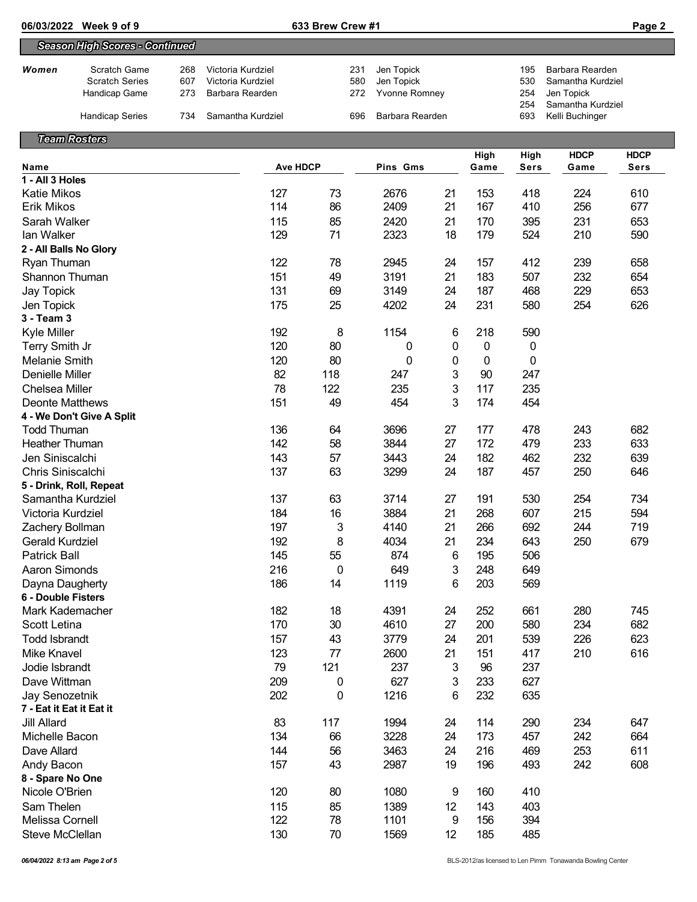## Season High Scores - Continued

| | | | | | | | |
|---|---|---|---|---|---|---|---|
| **Women** | Scratch Game | 268 | Victoria Kurdziel | 231 | Jen Topick | 195 | Barbara Rearden |
| | Scratch Series | 607 | Victoria Kurdziel | 580 | Jen Topick | 530 | Samantha Kurdziel |
| | Handicap Game | 273 | Barbara Rearden | 272 | Yvonne Romney | 254 | Jen Topick |
| | | | | | | 254 | Samantha Kurdziel |
| | Handicap Series | 734 | Samantha Kurdziel | 696 | Barbara Rearden | 693 | Kelli Buchinger |

## Team Rosters

| Name | Ave | HDCP | Pins | Gms | High Game | High Sers | HDCP Game | HDCP Sers |
|---|---|---|---|---|---|---|---|---|
| **1 - All 3 Holes** | | | | | | | | |
| Katie Mikos | 127 | 73 | 2676 | 21 | 153 | 418 | 224 | 610 |
| Erik Mikos | 114 | 86 | 2409 | 21 | 167 | 410 | 256 | 677 |
| Sarah Walker | 115 | 85 | 2420 | 21 | 170 | 395 | 231 | 653 |
| Ian Walker | 129 | 71 | 2323 | 18 | 179 | 524 | 210 | 590 |
| **2 - All Balls No Glory** | | | | | | | | |
| Ryan Thuman | 122 | 78 | 2945 | 24 | 157 | 412 | 239 | 658 |
| Shannon Thuman | 151 | 49 | 3191 | 21 | 183 | 507 | 232 | 654 |
| Jay Topick | 131 | 69 | 3149 | 24 | 187 | 468 | 229 | 653 |
| Jen Topick | 175 | 25 | 4202 | 24 | 231 | 580 | 254 | 626 |
| **3 - Team 3** | | | | | | | | |
| Kyle Miller | 192 | 8 | 1154 | 6 | 218 | 590 | | |
| Terry Smith Jr | 120 | 80 | 0 | 0 | 0 | 0 | | |
| Melanie Smith | 120 | 80 | 0 | 0 | 0 | 0 | | |
| Denielle Miller | 82 | 118 | 247 | 3 | 90 | 247 | | |
| Chelsea Miller | 78 | 122 | 235 | 3 | 117 | 235 | | |
| Deonte Matthews | 151 | 49 | 454 | 3 | 174 | 454 | | |
| **4 - We Don't Give A Split** | | | | | | | | |
| Todd Thuman | 136 | 64 | 3696 | 27 | 177 | 478 | 243 | 682 |
| Heather Thuman | 142 | 58 | 3844 | 27 | 172 | 479 | 233 | 633 |
| Jen Siniscalchi | 143 | 57 | 3443 | 24 | 182 | 462 | 232 | 639 |
| Chris Siniscalchi | 137 | 63 | 3299 | 24 | 187 | 457 | 250 | 646 |
| **5 - Drink, Roll, Repeat** | | | | | | | | |
| Samantha Kurdziel | 137 | 63 | 3714 | 27 | 191 | 530 | 254 | 734 |
| Victoria Kurdziel | 184 | 16 | 3884 | 21 | 268 | 607 | 215 | 594 |
| Zachery Bollman | 197 | 3 | 4140 | 21 | 266 | 692 | 244 | 719 |
| Gerald Kurdziel | 192 | 8 | 4034 | 21 | 234 | 643 | 250 | 679 |
| Patrick Ball | 145 | 55 | 874 | 6 | 195 | 506 | | |
| Aaron Simonds | 216 | 0 | 649 | 3 | 248 | 649 | | |
| Dayna Daugherty | 186 | 14 | 1119 | 6 | 203 | 569 | | |
| **6 - Double Fisters** | | | | | | | | |
| Mark Kademacher | 182 | 18 | 4391 | 24 | 252 | 661 | 280 | 745 |
| Scott Letina | 170 | 30 | 4610 | 27 | 200 | 580 | 234 | 682 |
| Todd Isbrandt | 157 | 43 | 3779 | 24 | 201 | 539 | 226 | 623 |
| Mike Knavel | 123 | 77 | 2600 | 21 | 151 | 417 | 210 | 616 |
| Jodie Isbrandt | 79 | 121 | 237 | 3 | 96 | 237 | | |
| Dave Wittman | 209 | 0 | 627 | 3 | 233 | 627 | | |
| Jay Senozetnik | 202 | 0 | 1216 | 6 | 232 | 635 | | |
| **7 - Eat it Eat it Eat it** | | | | | | | | |
| Jill Allard | 83 | 117 | 1994 | 24 | 114 | 290 | 234 | 647 |
| Michelle Bacon | 134 | 66 | 3228 | 24 | 173 | 457 | 242 | 664 |
| Dave Allard | 144 | 56 | 3463 | 24 | 216 | 469 | 253 | 611 |
| Andy Bacon | 157 | 43 | 2987 | 19 | 196 | 493 | 242 | 608 |
| **8 - Spare No One** | | | | | | | | |
| Nicole O'Brien | 120 | 80 | 1080 | 9 | 160 | 410 | | |
| Sam Thelen | 115 | 85 | 1389 | 12 | 143 | 403 | | |
| Melissa Cornell | 122 | 78 | 1101 | 9 | 156 | 394 | | |
| Steve McClellan | 130 | 70 | 1569 | 12 | 185 | 485 | | |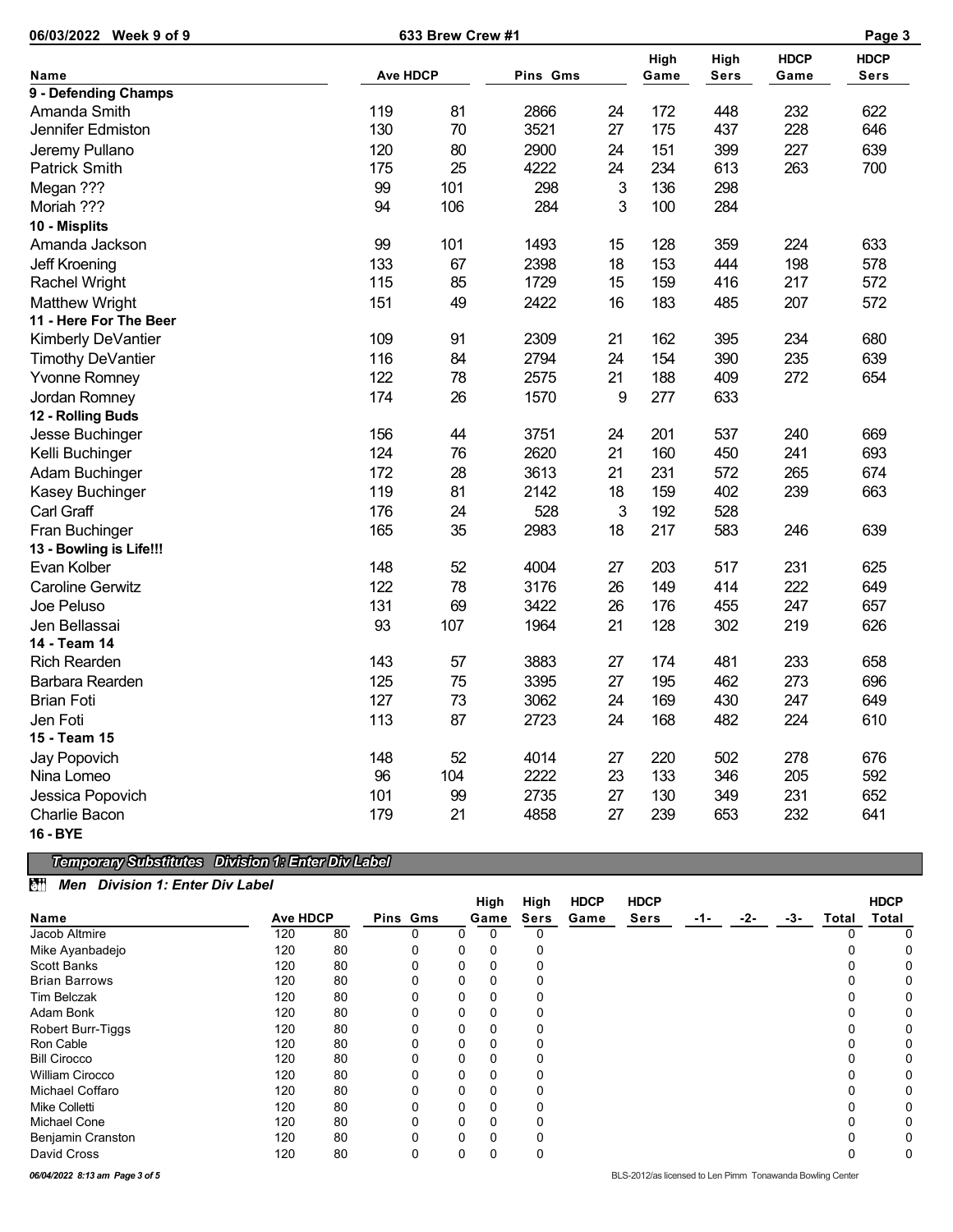| Name | Ave | HDCP | Pins | Gms | High Game | High Sers | HDCP Game | HDCP Sers |
|---|---|---|---|---|---|---|---|---|
| **9 - Defending Champs** | | | | | | | | |
| Amanda Smith | 119 | 81 | 2866 | 24 | 172 | 448 | 232 | 622 |
| Jennifer Edmiston | 130 | 70 | 3521 | 27 | 175 | 437 | 228 | 646 |
| Jeremy Pullano | 120 | 80 | 2900 | 24 | 151 | 399 | 227 | 639 |
| Patrick Smith | 175 | 25 | 4222 | 24 | 234 | 613 | 263 | 700 |
| Megan ??? | 99 | 101 | 298 | 3 | 136 | 298 | | |
| Moriah ??? | 94 | 106 | 284 | 3 | 100 | 284 | | |
| **10 - Misplits** | | | | | | | | |
| Amanda Jackson | 99 | 101 | 1493 | 15 | 128 | 359 | 224 | 633 |
| Jeff Kroening | 133 | 67 | 2398 | 18 | 153 | 444 | 198 | 578 |
| Rachel Wright | 115 | 85 | 1729 | 15 | 159 | 416 | 217 | 572 |
| Matthew Wright | 151 | 49 | 2422 | 16 | 183 | 485 | 207 | 572 |
| **11 - Here For The Beer** | | | | | | | | |
| Kimberly DeVantier | 109 | 91 | 2309 | 21 | 162 | 395 | 234 | 680 |
| Timothy DeVantier | 116 | 84 | 2794 | 24 | 154 | 390 | 235 | 639 |
| Yvonne Romney | 122 | 78 | 2575 | 21 | 188 | 409 | 272 | 654 |
| Jordan Romney | 174 | 26 | 1570 | 9 | 277 | 633 | | |
| **12 - Rolling Buds** | | | | | | | | |
| Jesse Buchinger | 156 | 44 | 3751 | 24 | 201 | 537 | 240 | 669 |
| Kelli Buchinger | 124 | 76 | 2620 | 21 | 160 | 450 | 241 | 693 |
| Adam Buchinger | 172 | 28 | 3613 | 21 | 231 | 572 | 265 | 674 |
| Kasey Buchinger | 119 | 81 | 2142 | 18 | 159 | 402 | 239 | 663 |
| Carl Graff | 176 | 24 | 528 | 3 | 192 | 528 | | |
| Fran Buchinger | 165 | 35 | 2983 | 18 | 217 | 583 | 246 | 639 |
| **13 - Bowling is Life!!!** | | | | | | | | |
| Evan Kolber | 148 | 52 | 4004 | 27 | 203 | 517 | 231 | 625 |
| Caroline Gerwitz | 122 | 78 | 3176 | 26 | 149 | 414 | 222 | 649 |
| Joe Peluso | 131 | 69 | 3422 | 26 | 176 | 455 | 247 | 657 |
| Jen Bellassai | 93 | 107 | 1964 | 21 | 128 | 302 | 219 | 626 |
| **14 - Team 14** | | | | | | | | |
| Rich Rearden | 143 | 57 | 3883 | 27 | 174 | 481 | 233 | 658 |
| Barbara Rearden | 125 | 75 | 3395 | 27 | 195 | 462 | 273 | 696 |
| Brian Foti | 127 | 73 | 3062 | 24 | 169 | 430 | 247 | 649 |
| Jen Foti | 113 | 87 | 2723 | 24 | 168 | 482 | 224 | 610 |
| **15 - Team 15** | | | | | | | | |
| Jay Popovich | 148 | 52 | 4014 | 27 | 220 | 502 | 278 | 676 |
| Nina Lomeo | 96 | 104 | 2222 | 23 | 133 | 346 | 205 | 592 |
| Jessica Popovich | 101 | 99 | 2735 | 27 | 130 | 349 | 231 | 652 |
| Charlie Bacon | 179 | 21 | 4858 | 27 | 239 | 653 | 232 | 641 |
| **16 - BYE** | | | | | | | | |

***Temporary Substitutes Division 1: Enter Div Label***

***Men Division 1: Enter Div Label***

| Name | Ave | HDCP | Pins | Gms | High Game | High Sers | HDCP Game | HDCP Sers | -1- | -2- | -3- | Total | HDCP Total |
|---|---|---|---|---|---|---|---|---|---|---|---|---|---|
| Jacob Altmire | 120 | 80 | 0 | 0 | 0 | 0 | | | | | | 0 | 0 |
| Mike Ayanbadejo | 120 | 80 | 0 | 0 | 0 | 0 | | | | | | 0 | 0 |
| Scott Banks | 120 | 80 | 0 | 0 | 0 | 0 | | | | | | 0 | 0 |
| Brian Barrows | 120 | 80 | 0 | 0 | 0 | 0 | | | | | | 0 | 0 |
| Tim Belczak | 120 | 80 | 0 | 0 | 0 | 0 | | | | | | 0 | 0 |
| Adam Bonk | 120 | 80 | 0 | 0 | 0 | 0 | | | | | | 0 | 0 |
| Robert Burr-Tiggs | 120 | 80 | 0 | 0 | 0 | 0 | | | | | | 0 | 0 |
| Ron Cable | 120 | 80 | 0 | 0 | 0 | 0 | | | | | | 0 | 0 |
| Bill Cirocco | 120 | 80 | 0 | 0 | 0 | 0 | | | | | | 0 | 0 |
| William Cirocco | 120 | 80 | 0 | 0 | 0 | 0 | | | | | | 0 | 0 |
| Michael Coffaro | 120 | 80 | 0 | 0 | 0 | 0 | | | | | | 0 | 0 |
| Mike Colletti | 120 | 80 | 0 | 0 | 0 | 0 | | | | | | 0 | 0 |
| Michael Cone | 120 | 80 | 0 | 0 | 0 | 0 | | | | | | 0 | 0 |
| Benjamin Cranston | 120 | 80 | 0 | 0 | 0 | 0 | | | | | | 0 | 0 |
| David Cross | 120 | 80 | 0 | 0 | 0 | 0 | | | | | | 0 | 0 |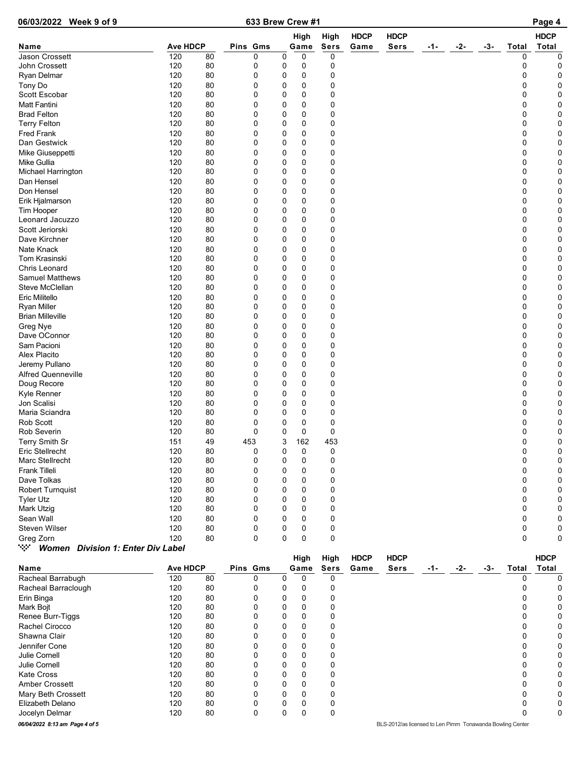| Name | Ave | HDCP | Pins | Gms | High Game | High Sers | HDCP Game | HDCP Sers | -1- | -2- | -3- | Total | HDCP Total |
|---|---|---|---|---|---|---|---|---|---|---|---|---|---|
| Jason Crossett | 120 | 80 | 0 | 0 | 0 | 0 | | | | | | 0 | 0 |
| John Crossett | 120 | 80 | 0 | 0 | 0 | 0 | | | | | | 0 | 0 |
| Ryan Delmar | 120 | 80 | 0 | 0 | 0 | 0 | | | | | | 0 | 0 |
| Tony Do | 120 | 80 | 0 | 0 | 0 | 0 | | | | | | 0 | 0 |
| Scott Escobar | 120 | 80 | 0 | 0 | 0 | 0 | | | | | | 0 | 0 |
| Matt Fantini | 120 | 80 | 0 | 0 | 0 | 0 | | | | | | 0 | 0 |
| Brad Felton | 120 | 80 | 0 | 0 | 0 | 0 | | | | | | 0 | 0 |
| Terry Felton | 120 | 80 | 0 | 0 | 0 | 0 | | | | | | 0 | 0 |
| Fred Frank | 120 | 80 | 0 | 0 | 0 | 0 | | | | | | 0 | 0 |
| Dan Gestwick | 120 | 80 | 0 | 0 | 0 | 0 | | | | | | 0 | 0 |
| Mike Giuseppetti | 120 | 80 | 0 | 0 | 0 | 0 | | | | | | 0 | 0 |
| Mike Gullia | 120 | 80 | 0 | 0 | 0 | 0 | | | | | | 0 | 0 |
| Michael Harrington | 120 | 80 | 0 | 0 | 0 | 0 | | | | | | 0 | 0 |
| Dan Hensel | 120 | 80 | 0 | 0 | 0 | 0 | | | | | | 0 | 0 |
| Don Hensel | 120 | 80 | 0 | 0 | 0 | 0 | | | | | | 0 | 0 |
| Erik Hjalmarson | 120 | 80 | 0 | 0 | 0 | 0 | | | | | | 0 | 0 |
| Tim Hooper | 120 | 80 | 0 | 0 | 0 | 0 | | | | | | 0 | 0 |
| Leonard Jacuzzo | 120 | 80 | 0 | 0 | 0 | 0 | | | | | | 0 | 0 |
| Scott Jeriorski | 120 | 80 | 0 | 0 | 0 | 0 | | | | | | 0 | 0 |
| Dave Kirchner | 120 | 80 | 0 | 0 | 0 | 0 | | | | | | 0 | 0 |
| Nate Knack | 120 | 80 | 0 | 0 | 0 | 0 | | | | | | 0 | 0 |
| Tom Krasinski | 120 | 80 | 0 | 0 | 0 | 0 | | | | | | 0 | 0 |
| Chris Leonard | 120 | 80 | 0 | 0 | 0 | 0 | | | | | | 0 | 0 |
| Samuel Matthews | 120 | 80 | 0 | 0 | 0 | 0 | | | | | | 0 | 0 |
| Steve McClellan | 120 | 80 | 0 | 0 | 0 | 0 | | | | | | 0 | 0 |
| Eric Militello | 120 | 80 | 0 | 0 | 0 | 0 | | | | | | 0 | 0 |
| Ryan Miller | 120 | 80 | 0 | 0 | 0 | 0 | | | | | | 0 | 0 |
| Brian Milleville | 120 | 80 | 0 | 0 | 0 | 0 | | | | | | 0 | 0 |
| Greg Nye | 120 | 80 | 0 | 0 | 0 | 0 | | | | | | 0 | 0 |
| Dave OConnor | 120 | 80 | 0 | 0 | 0 | 0 | | | | | | 0 | 0 |
| Sam Pacioni | 120 | 80 | 0 | 0 | 0 | 0 | | | | | | 0 | 0 |
| Alex Placito | 120 | 80 | 0 | 0 | 0 | 0 | | | | | | 0 | 0 |
| Jeremy Pullano | 120 | 80 | 0 | 0 | 0 | 0 | | | | | | 0 | 0 |
| Alfred Quenneville | 120 | 80 | 0 | 0 | 0 | 0 | | | | | | 0 | 0 |
| Doug Recore | 120 | 80 | 0 | 0 | 0 | 0 | | | | | | 0 | 0 |
| Kyle Renner | 120 | 80 | 0 | 0 | 0 | 0 | | | | | | 0 | 0 |
| Jon Scalisi | 120 | 80 | 0 | 0 | 0 | 0 | | | | | | 0 | 0 |
| Maria Sciandra | 120 | 80 | 0 | 0 | 0 | 0 | | | | | | 0 | 0 |
| Rob Scott | 120 | 80 | 0 | 0 | 0 | 0 | | | | | | 0 | 0 |
| Rob Severin | 120 | 80 | 0 | 0 | 0 | 0 | | | | | | 0 | 0 |
| Terry Smith Sr | 151 | 49 | 453 | 3 | 162 | 453 | | | | | | 0 | 0 |
| Eric Stellrecht | 120 | 80 | 0 | 0 | 0 | 0 | | | | | | 0 | 0 |
| Marc Stellrecht | 120 | 80 | 0 | 0 | 0 | 0 | | | | | | 0 | 0 |
| Frank Tilleli | 120 | 80 | 0 | 0 | 0 | 0 | | | | | | 0 | 0 |
| Dave Tolkas | 120 | 80 | 0 | 0 | 0 | 0 | | | | | | 0 | 0 |
| Robert Turnquist | 120 | 80 | 0 | 0 | 0 | 0 | | | | | | 0 | 0 |
| Tyler Utz | 120 | 80 | 0 | 0 | 0 | 0 | | | | | | 0 | 0 |
| Mark Utzig | 120 | 80 | 0 | 0 | 0 | 0 | | | | | | 0 | 0 |
| Sean Wall | 120 | 80 | 0 | 0 | 0 | 0 | | | | | | 0 | 0 |
| Steven Wilser | 120 | 80 | 0 | 0 | 0 | 0 | | | | | | 0 | 0 |
| Greg Zorn | 120 | 80 | 0 | 0 | 0 | 0 | | | | | | 0 | 0 |

### *Women Division 1: Enter Div Label*

| Name | Ave | HDCP | Pins | Gms | High Game | High Sers | HDCP Game | HDCP Sers | -1- | -2- | -3- | Total | HDCP Total |
|---|---|---|---|---|---|---|---|---|---|---|---|---|---|
| Racheal Barrabugh | 120 | 80 | 0 | 0 | 0 | 0 | | | | | | 0 | 0 |
| Racheal Barraclough | 120 | 80 | 0 | 0 | 0 | 0 | | | | | | 0 | 0 |
| Erin Binga | 120 | 80 | 0 | 0 | 0 | 0 | | | | | | 0 | 0 |
| Mark Bojt | 120 | 80 | 0 | 0 | 0 | 0 | | | | | | 0 | 0 |
| Renee Burr-Tiggs | 120 | 80 | 0 | 0 | 0 | 0 | | | | | | 0 | 0 |
| Rachel Cirocco | 120 | 80 | 0 | 0 | 0 | 0 | | | | | | 0 | 0 |
| Shawna Clair | 120 | 80 | 0 | 0 | 0 | 0 | | | | | | 0 | 0 |
| Jennifer Cone | 120 | 80 | 0 | 0 | 0 | 0 | | | | | | 0 | 0 |
| Julie Cornell | 120 | 80 | 0 | 0 | 0 | 0 | | | | | | 0 | 0 |
| Julie Cornell | 120 | 80 | 0 | 0 | 0 | 0 | | | | | | 0 | 0 |
| Kate Cross | 120 | 80 | 0 | 0 | 0 | 0 | | | | | | 0 | 0 |
| Amber Crossett | 120 | 80 | 0 | 0 | 0 | 0 | | | | | | 0 | 0 |
| Mary Beth Crossett | 120 | 80 | 0 | 0 | 0 | 0 | | | | | | 0 | 0 |
| Elizabeth Delano | 120 | 80 | 0 | 0 | 0 | 0 | | | | | | 0 | 0 |
| Jocelyn Delmar | 120 | 80 | 0 | 0 | 0 | 0 | | | | | | 0 | 0 |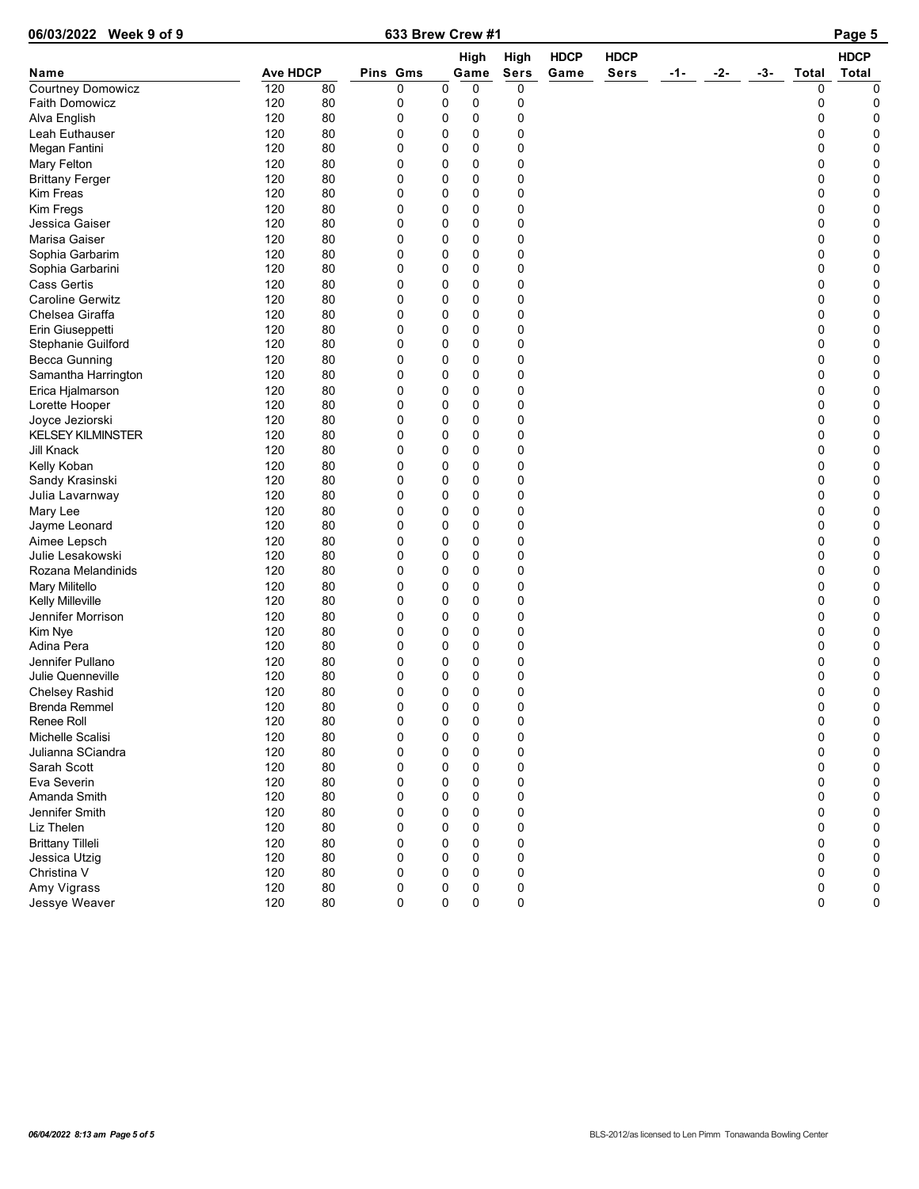| Name | Ave | HDCP | Pins | Gms | High Game | High Sers | HDCP Game | HDCP Sers | -1- | -2- | -3- | Total | HDCP Total |
|---|---|---|---|---|---|---|---|---|---|---|---|---|---|
| Courtney Domowicz | 120 | 80 | 0 | 0 | 0 | 0 | | | | | | 0 | 0 |
| Faith Domowicz | 120 | 80 | 0 | 0 | 0 | 0 | | | | | | 0 | 0 |
| Alva English | 120 | 80 | 0 | 0 | 0 | 0 | | | | | | 0 | 0 |
| Leah Euthauser | 120 | 80 | 0 | 0 | 0 | 0 | | | | | | 0 | 0 |
| Megan Fantini | 120 | 80 | 0 | 0 | 0 | 0 | | | | | | 0 | 0 |
| Mary Felton | 120 | 80 | 0 | 0 | 0 | 0 | | | | | | 0 | 0 |
| Brittany Ferger | 120 | 80 | 0 | 0 | 0 | 0 | | | | | | 0 | 0 |
| Kim Freas | 120 | 80 | 0 | 0 | 0 | 0 | | | | | | 0 | 0 |
| Kim Fregs | 120 | 80 | 0 | 0 | 0 | 0 | | | | | | 0 | 0 |
| Jessica Gaiser | 120 | 80 | 0 | 0 | 0 | 0 | | | | | | 0 | 0 |
| Marisa Gaiser | 120 | 80 | 0 | 0 | 0 | 0 | | | | | | 0 | 0 |
| Sophia Garbarim | 120 | 80 | 0 | 0 | 0 | 0 | | | | | | 0 | 0 |
| Sophia Garbarini | 120 | 80 | 0 | 0 | 0 | 0 | | | | | | 0 | 0 |
| Cass Gertis | 120 | 80 | 0 | 0 | 0 | 0 | | | | | | 0 | 0 |
| Caroline Gerwitz | 120 | 80 | 0 | 0 | 0 | 0 | | | | | | 0 | 0 |
| Chelsea Giraffa | 120 | 80 | 0 | 0 | 0 | 0 | | | | | | 0 | 0 |
| Erin Giuseppetti | 120 | 80 | 0 | 0 | 0 | 0 | | | | | | 0 | 0 |
| Stephanie Guilford | 120 | 80 | 0 | 0 | 0 | 0 | | | | | | 0 | 0 |
| Becca Gunning | 120 | 80 | 0 | 0 | 0 | 0 | | | | | | 0 | 0 |
| Samantha Harrington | 120 | 80 | 0 | 0 | 0 | 0 | | | | | | 0 | 0 |
| Erica Hjalmarson | 120 | 80 | 0 | 0 | 0 | 0 | | | | | | 0 | 0 |
| Lorette Hooper | 120 | 80 | 0 | 0 | 0 | 0 | | | | | | 0 | 0 |
| Joyce Jeziorski | 120 | 80 | 0 | 0 | 0 | 0 | | | | | | 0 | 0 |
| KELSEY KILMINSTER | 120 | 80 | 0 | 0 | 0 | 0 | | | | | | 0 | 0 |
| Jill Knack | 120 | 80 | 0 | 0 | 0 | 0 | | | | | | 0 | 0 |
| Kelly Koban | 120 | 80 | 0 | 0 | 0 | 0 | | | | | | 0 | 0 |
| Sandy Krasinski | 120 | 80 | 0 | 0 | 0 | 0 | | | | | | 0 | 0 |
| Julia Lavarnway | 120 | 80 | 0 | 0 | 0 | 0 | | | | | | 0 | 0 |
| Mary Lee | 120 | 80 | 0 | 0 | 0 | 0 | | | | | | 0 | 0 |
| Jayme Leonard | 120 | 80 | 0 | 0 | 0 | 0 | | | | | | 0 | 0 |
| Aimee Lepsch | 120 | 80 | 0 | 0 | 0 | 0 | | | | | | 0 | 0 |
| Julie Lesakowski | 120 | 80 | 0 | 0 | 0 | 0 | | | | | | 0 | 0 |
| Rozana Melandinids | 120 | 80 | 0 | 0 | 0 | 0 | | | | | | 0 | 0 |
| Mary Militello | 120 | 80 | 0 | 0 | 0 | 0 | | | | | | 0 | 0 |
| Kelly Milleville | 120 | 80 | 0 | 0 | 0 | 0 | | | | | | 0 | 0 |
| Jennifer Morrison | 120 | 80 | 0 | 0 | 0 | 0 | | | | | | 0 | 0 |
| Kim Nye | 120 | 80 | 0 | 0 | 0 | 0 | | | | | | 0 | 0 |
| Adina Pera | 120 | 80 | 0 | 0 | 0 | 0 | | | | | | 0 | 0 |
| Jennifer Pullano | 120 | 80 | 0 | 0 | 0 | 0 | | | | | | 0 | 0 |
| Julie Quenneville | 120 | 80 | 0 | 0 | 0 | 0 | | | | | | 0 | 0 |
| Chelsey Rashid | 120 | 80 | 0 | 0 | 0 | 0 | | | | | | 0 | 0 |
| Brenda Remmel | 120 | 80 | 0 | 0 | 0 | 0 | | | | | | 0 | 0 |
| Renee Roll | 120 | 80 | 0 | 0 | 0 | 0 | | | | | | 0 | 0 |
| Michelle Scalisi | 120 | 80 | 0 | 0 | 0 | 0 | | | | | | 0 | 0 |
| Julianna SCiandra | 120 | 80 | 0 | 0 | 0 | 0 | | | | | | 0 | 0 |
| Sarah Scott | 120 | 80 | 0 | 0 | 0 | 0 | | | | | | 0 | 0 |
| Eva Severin | 120 | 80 | 0 | 0 | 0 | 0 | | | | | | 0 | 0 |
| Amanda Smith | 120 | 80 | 0 | 0 | 0 | 0 | | | | | | 0 | 0 |
| Jennifer Smith | 120 | 80 | 0 | 0 | 0 | 0 | | | | | | 0 | 0 |
| Liz Thelen | 120 | 80 | 0 | 0 | 0 | 0 | | | | | | 0 | 0 |
| Brittany Tilleli | 120 | 80 | 0 | 0 | 0 | 0 | | | | | | 0 | 0 |
| Jessica Utzig | 120 | 80 | 0 | 0 | 0 | 0 | | | | | | 0 | 0 |
| Christina V | 120 | 80 | 0 | 0 | 0 | 0 | | | | | | 0 | 0 |
| Amy Vigrass | 120 | 80 | 0 | 0 | 0 | 0 | | | | | | 0 | 0 |
| Jessye Weaver | 120 | 80 | 0 | 0 | 0 | 0 | | | | | | 0 | 0 |